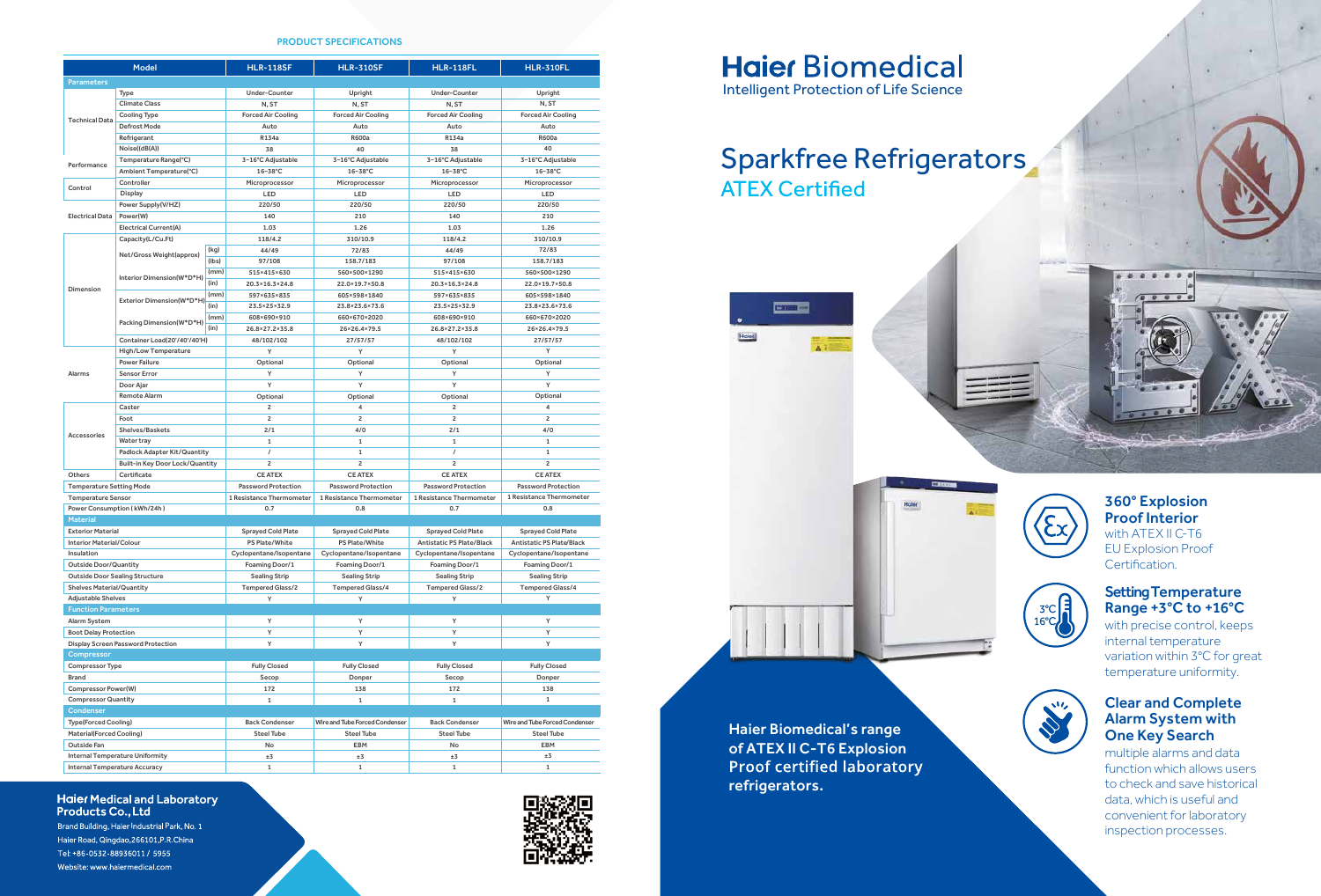## PRODUCT SPECIFICATIONS

| Model | | | HLR-118SF | HLR-310SF | HLR-118FL | HLR-310FL |
|---|---|---|---|---|---|---|
| **Parameters** | | | | | | |
| Technical Data | Type | | Under-Counter | Upright | Under-Counter | Upright |
| | Climate Class | | N, ST | N, ST | N, ST | N, ST |
| | Cooling Type | | Forced Air Cooling | Forced Air Cooling | Forced Air Cooling | Forced Air Cooling |
| | Defrost Mode | | Auto | Auto | Auto | Auto |
| | Refrigerant | | R134a | R600a | R134a | R600a |
| | Noise[(dB(A)] | | 38 | 40 | 38 | 40 |
| Performance | Temperature Range(°C) | | 3-16°C Adjustable | 3-16°C Adjustable | 3-16°C Adjustable | 3-16°C Adjustable |
| | Ambient Temperature(°C) | | 16-38°C | 16-38°C | 16-38°C | 16-38°C |
| Control | Controller | | Microprocessor | Microprocessor | Microprocessor | Microprocessor |
| | Display | | LED | LED | LED | LED |
| Electrical Data | Power Supply(V/HZ) | | 220/50 | 220/50 | 220/50 | 220/50 |
| | Power(W) | | 140 | 210 | 140 | 210 |
| | Electrical Current(A) | | 1.03 | 1.26 | 1.03 | 1.26 |
| Dimension | Capacity(L/Cu.Ft) | | 118/4.2 | 310/10.9 | 118/4.2 | 310/10.9 |
| | Net/Gross Weight(approx) | (kg) | 44/49 | 72/83 | 44/49 | 72/83 |
| | | (lbs) | 97/108 | 158.7/183 | 97/108 | 158.7/183 |
| | Interior Dimension(W*D*H) | (mm) | 515×415×630 | 560×500×1290 | 515×415×630 | 560×500×1290 |
| | | (in) | 20.3×16.3×24.8 | 22.0×19.7×50.8 | 20.3×16.3×24.8 | 22.0×19.7×50.8 |
| | Exterior Dimension(W*D*H) | (mm) | 597×635×835 | 605×598×1840 | 597×635×835 | 605×598×1840 |
| | | (in) | 23.5×25×32.9 | 23.8×23.6×73.6 | 23.5×25×32.9 | 23.8×23.6×73.6 |
| | Packing Dimension(W*D*H) | (mm) | 608×690×910 | 660×670×2020 | 608×690×910 | 660×670×2020 |
| | | (in) | 26.8×27.2×35.8 | 26×26.4×79.5 | 26.8×27.2×35.8 | 26×26.4×79.5 |
| | Container Load(20'/40'/40'H) | | 48/102/102 | 27/57/57 | 48/102/102 | 27/57/57 |
| Alarms | High/Low Temperature | | Y | Y | Y | Y |
| | Power Failure | | Optional | Optional | Optional | Optional |
| | Sensor Error | | Y | Y | Y | Y |
| | Door Ajar | | Y | Y | Y | Y |
| | Remote Alarm | | Optional | Optional | Optional | Optional |
| Accessories | Caster | | 2 | 4 | 2 | 4 |
| | Foot | | 2 | 2 | 2 | 2 |
| | Shelves/Baskets | | 2/1 | 4/0 | 2/1 | 4/0 |
| | Water tray | | 1 | 1 | 1 | 1 |
| | Padlock Adapter Kit/Quantity | | / | 1 | / | 1 |
| | Built-in Key Door Lock/Quantity | | 2 | 2 | 2 | 2 |
| Others | Certificate | | CE ATEX | CE ATEX | CE ATEX | CE ATEX |
| Temperature Setting Mode | | | Password Protection | Password Protection | Password Protection | Password Protection |
| Temperature Sensor | | | 1 Resistance Thermometer | 1 Resistance Thermometer | 1 Resistance Thermometer | 1 Resistance Thermometer |
| Power Consumption ( kWh/24h ) | | | 0.7 | 0.8 | 0.7 | 0.8 |
| **Material** | | | | | | |
| Exterior Material | | | Sprayed Cold Plate | Sprayed Cold Plate | Sprayed Cold Plate | Sprayed Cold Plate |
| Interior Material/Colour | | | PS Plate/White | PS Plate/White | Antistatic PS Plate/Black | Antistatic PS Plate/Black |
| Insulation | | | Cyclopentane/Isopentane | Cyclopentane/Isopentane | Cyclopentane/Isopentane | Cyclopentane/Isopentane |
| Outside Door/Quantity | | | Foaming Door/1 | Foaming Door/1 | Foaming Door/1 | Foaming Door/1 |
| Outside Door Sealing Structure | | | Sealing Strip | Sealing Strip | Sealing Strip | Sealing Strip |
| Shelves Material/Quantity | | | Tempered Glass/2 | Tempered Glass/4 | Tempered Glass/2 | Tempered Glass/4 |
| Adjustable Shelves | | | Y | Y | Y | Y |
| **Function Parameters** | | | | | | |
| Alarm System | | | Y | Y | Y | Y |
| Boot Delay Protection | | | Y | Y | Y | Y |
| Display Screen Password Protection | | | Y | Y | Y | Y |
| **Compressor** | | | | | | |
| Compressor Type | | | Fully Closed | Fully Closed | Fully Closed | Fully Closed |
| Brand | | | Secop | Donper | Secop | Donper |
| Compressor Power(W) | | | 172 | 138 | 172 | 138 |
| Compressor Quantity | | | 1 | 1 | 1 | 1 |
| **Condenser** | | | | | | |
| Type(Forced Cooling) | | | Back Condenser | Wire and Tube Forced Condenser | Back Condenser | Wire and Tube Forced Condenser |
| Material(Forced Cooling) | | | Steel Tube | Steel Tube | Steel Tube | Steel Tube |
| Outside Fan | | | No | EBM | No | EBM |
| Internal Temperature Uniformity | | | ±3 | ±3 | ±3 | ±3 |
| Internal Temperature Accuracy | | | 1 | 1 | 1 | 1 |

**Haier Medical and Laboratory Products Co., Ltd**

Brand Building, Haier Industrial Park, No. 1
Haier Road, Qingdao,266101,P.R.China
Tel: +86-0532-88936011 / 5955
Website: www.haiermedical.com

# Haier Biomedical

Intelligent Protection of Life Science

# Sparkfree Refrigerators

## ATEX Certified

Haier Biomedical's range of ATEX II C-T6 Explosion Proof certified laboratory refrigerators.

### 360° Explosion Proof Interior

with ATEX II C-T6 EU Explosion Proof Certification.

### Setting Temperature Range +3°C to +16°C

with precise control, keeps internal temperature variation within 3°C for great temperature uniformity.

### Clear and Complete Alarm System with One Key Search

multiple alarms and data function which allows users to check and save historical data, which is useful and convenient for laboratory inspection processes.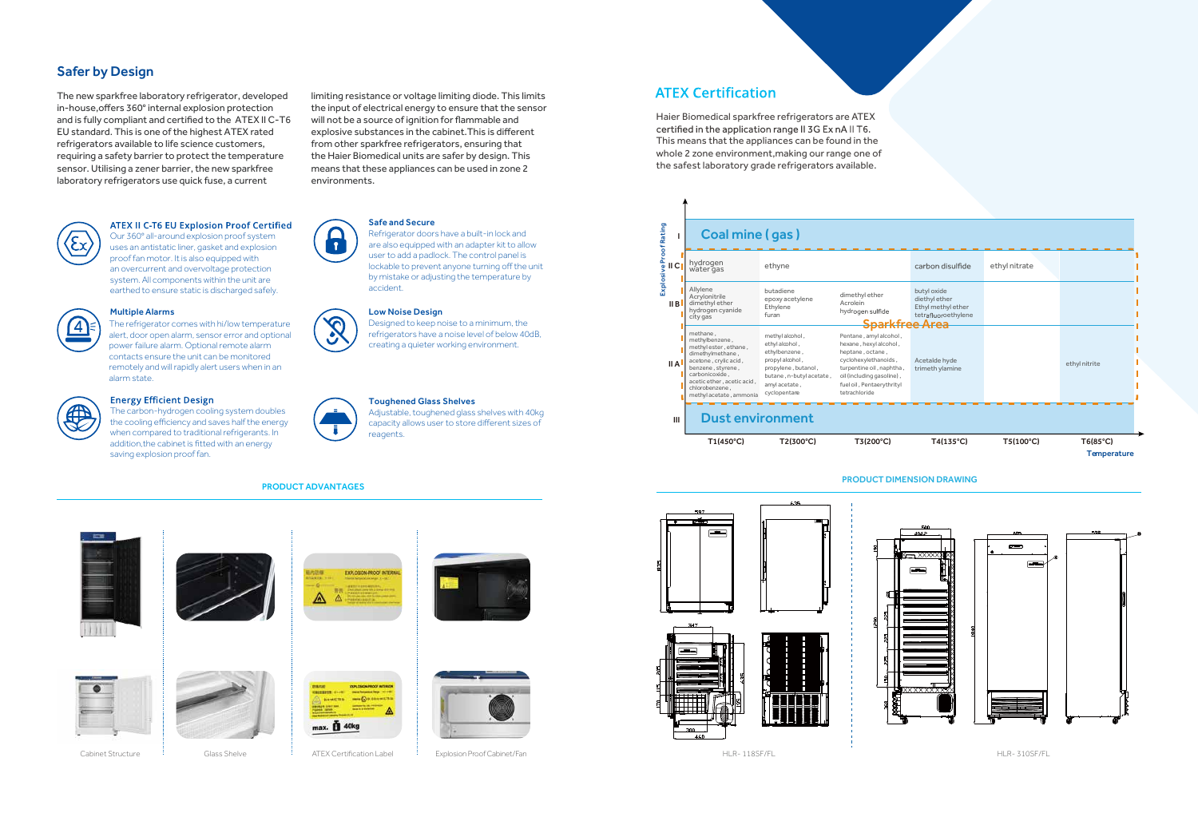## Safer by Design

The new sparkfree laboratory refrigerator, developed in-house,offers 360° internal explosion protection and is fully compliant and certified to the ATEX II C-T6 EU standard. This is one of the highest ATEX rated refrigerators available to life science customers, requiring a safety barrier to protect the temperature sensor. Utilising a zener barrier, the new sparkfree laboratory refrigerators use quick fuse, a current limiting resistance or voltage limiting diode. This limits the input of electrical energy to ensure that the sensor will not be a source of ignition for flammable and explosive substances in the cabinet.This is different from other sparkfree refrigerators, ensuring that the Haier Biomedical units are safer by design. This means that these appliances can be used in zone 2 environments.

### ATEX II C-T6 EU Explosion Proof Certified

Our 360° all-around explosion proof system uses an antistatic liner, gasket and explosion proof fan motor. It is also equipped with an overcurrent and overvoltage protection system. All components within the unit are earthed to ensure static is discharged safely.

### Multiple Alarms

The refrigerator comes with hi/low temperature alert, door open alarm, sensor error and optional power failure alarm. Optional remote alarm contacts ensure the unit can be monitored remotely and will rapidly alert users when in an alarm state.

### Energy Efficient Design

The carbon-hydrogen cooling system doubles the cooling efficiency and saves half the energy when compared to traditional refrigerants. In addition,the cabinet is fitted with an energy saving explosion proof fan.

### Safe and Secure

Refrigerator doors have a built-in lock and are also equipped with an adapter kit to allow user to add a padlock. The control panel is lockable to prevent anyone turning off the unit by mistake or adjusting the temperature by accident.

### Low Noise Design

Designed to keep noise to a minimum, the refrigerators have a noise level of below 40dB, creating a quieter working environment.

### Toughened Glass Shelves

Adjustable, toughened glass shelves with 40kg capacity allows user to store different sizes of reagents.

PRODUCT ADVANTAGES

Cabinet Structure

Glass Shelve

ATEX Certification Label

Explosion Proof Cabinet/Fan

## ATEX Certification

Haier Biomedical sparkfree refrigerators are ATEX certified in the application range II 3G Ex nA II T6. This means that the appliances can be found in the whole 2 zone environment,making our range one of the safest laboratory grade refrigerators available.

Explosive Proof Rating

I — Coal mine ( gas )

II C — hydrogen, water gas | ethyne | carbon disulfide | ethyl nitrate

II B — Allylene, Acrylonitrile, dimethyl ether, hydrogen cyanide, city gas | butadiene, epoxy acetylene, Ethylene, furan | dimethyl ether, Acrolein, hydrogen sulfide | butyl oxide, diethyl ether, Ethyl methyl ether, tetrafluoroethylene

Sparkfree Area

II A — methane, methylbenzene, methyl ester, ethane, dimethylmethane, acetone, crylic acid, benzene, styrene, carbonic oxide, acetic ether, acetic acid, chlorobenzene, methyl acetate, ammonia | methyl alcohol, ethyl alcohol, ethylbenzene, propyl alcohol, propylene, butanol, butane, n-butyl acetate, amyl acetate, cyclopentane | Pentane, amyl alcohol, hexane, hexyl alcohol, heptane, octane, cyclohexylethanoids, turpentine oil, naphtha, oil (including gasoline), fuel oil, Pentaerythrityl tetrachloride | Acetalde hyde, trimeth ylamine | ethyl nitrite

III — Dust environment

T1(450°C) T2(300°C) T3(200°C) T4(135°C) T5(100°C) T6(85°C)

Temperature

PRODUCT DIMENSION DRAWING

HLR- 118SF/FL

HLR- 310SF/FL